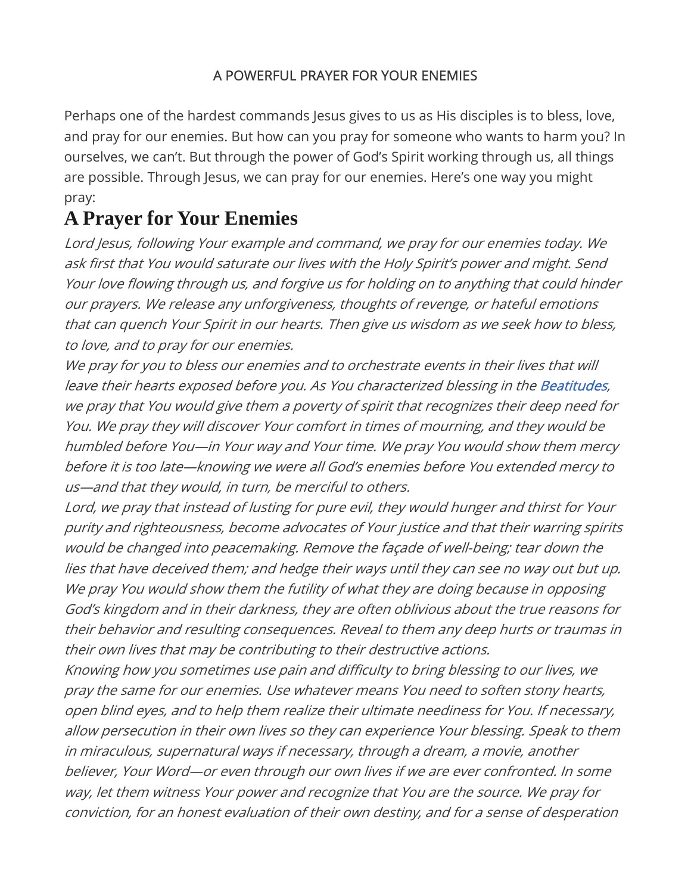A POWERFUL PRAYER FOR YOUR ENEMIES

Perhaps one of the hardest commands Jesus gives to us as His disciples is to bless, love, and pray for our enemies. But how can you pray for someone who wants to harm you? In ourselves, we can't. But through the power of God's Spirit working through us, all things are possible. Through Jesus, we can pray for our enemies. Here's one way you might pray:

# A Prayer for Your Enemies

*Lord Jesus, following Your example and command, we pray for our enemies today. We ask first that You would saturate our lives with the Holy Spirit's power and might. Send Your love flowing through us, and forgive us for holding on to anything that could hinder our prayers. We release any unforgiveness, thoughts of revenge, or hateful emotions that can quench Your Spirit in our hearts. Then give us wisdom as we seek how to bless, to love, and to pray for our enemies.*

*We pray for you to bless our enemies and to orchestrate events in their lives that will leave their hearts exposed before you. As You characterized blessing in the Beatitudes, we pray that You would give them a poverty of spirit that recognizes their deep need for You. We pray they will discover Your comfort in times of mourning, and they would be humbled before You—in Your way and Your time. We pray You would show them mercy before it is too late—knowing we were all God's enemies before You extended mercy to us—and that they would, in turn, be merciful to others.*

*Lord, we pray that instead of lusting for pure evil, they would hunger and thirst for Your purity and righteousness, become advocates of Your justice and that their warring spirits would be changed into peacemaking. Remove the façade of well-being; tear down the lies that have deceived them; and hedge their ways until they can see no way out but up. We pray You would show them the futility of what they are doing because in opposing God's kingdom and in their darkness, they are often oblivious about the true reasons for their behavior and resulting consequences. Reveal to them any deep hurts or traumas in their own lives that may be contributing to their destructive actions.*

*Knowing how you sometimes use pain and difficulty to bring blessing to our lives, we pray the same for our enemies. Use whatever means You need to soften stony hearts, open blind eyes, and to help them realize their ultimate neediness for You. If necessary, allow persecution in their own lives so they can experience Your blessing. Speak to them in miraculous, supernatural ways if necessary, through a dream, a movie, another believer, Your Word—or even through our own lives if we are ever confronted. In some way, let them witness Your power and recognize that You are the source. We pray for conviction, for an honest evaluation of their own destiny, and for a sense of desperation*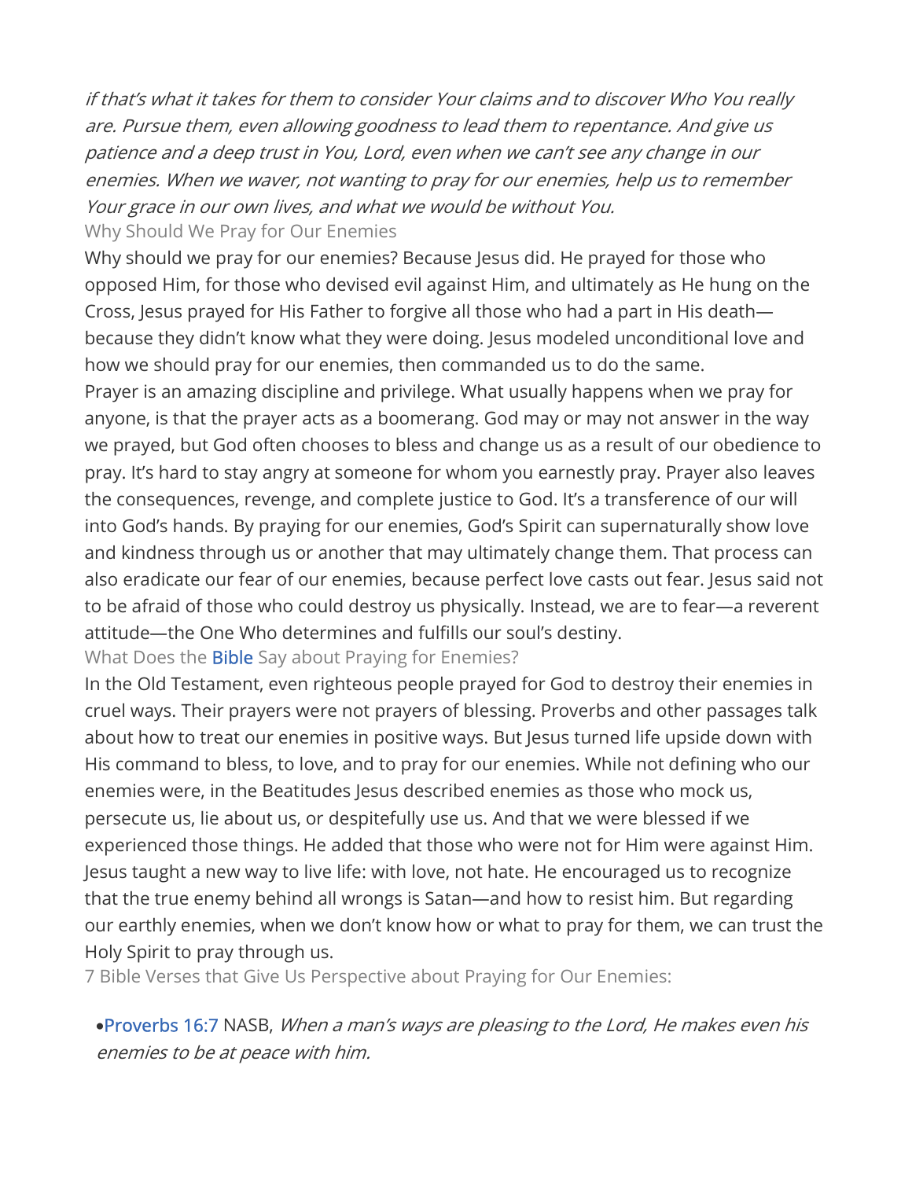*if that's what it takes for them to consider Your claims and to discover Who You really are. Pursue them, even allowing goodness to lead them to repentance. And give us patience and a deep trust in You, Lord, even when we can't see any change in our enemies. When we waver, not wanting to pray for our enemies, help us to remember Your grace in our own lives, and what we would be without You.*

## Why Should We Pray for Our Enemies

Why should we pray for our enemies? Because Jesus did. He prayed for those who opposed Him, for those who devised evil against Him, and ultimately as He hung on the Cross, Jesus prayed for His Father to forgive all those who had a part in His death—because they didn't know what they were doing. Jesus modeled unconditional love and how we should pray for our enemies, then commanded us to do the same.

Prayer is an amazing discipline and privilege. What usually happens when we pray for anyone, is that the prayer acts as a boomerang. God may or may not answer in the way we prayed, but God often chooses to bless and change us as a result of our obedience to pray. It's hard to stay angry at someone for whom you earnestly pray. Prayer also leaves the consequences, revenge, and complete justice to God. It's a transference of our will into God's hands. By praying for our enemies, God's Spirit can supernaturally show love and kindness through us or another that may ultimately change them. That process can also eradicate our fear of our enemies, because perfect love casts out fear. Jesus said not to be afraid of those who could destroy us physically. Instead, we are to fear—a reverent attitude—the One Who determines and fulfills our soul's destiny.

## What Does the Bible Say about Praying for Enemies?

In the Old Testament, even righteous people prayed for God to destroy their enemies in cruel ways. Their prayers were not prayers of blessing. Proverbs and other passages talk about how to treat our enemies in positive ways. But Jesus turned life upside down with His command to bless, to love, and to pray for our enemies. While not defining who our enemies were, in the Beatitudes Jesus described enemies as those who mock us, persecute us, lie about us, or despitefully use us. And that we were blessed if we experienced those things. He added that those who were not for Him were against Him. Jesus taught a new way to live life: with love, not hate. He encouraged us to recognize that the true enemy behind all wrongs is Satan—and how to resist him. But regarding our earthly enemies, when we don't know how or what to pray for them, we can trust the Holy Spirit to pray through us.

## 7 Bible Verses that Give Us Perspective about Praying for Our Enemies:

- Proverbs 16:7 NASB, *When a man's ways are pleasing to the Lord, He makes even his enemies to be at peace with him.*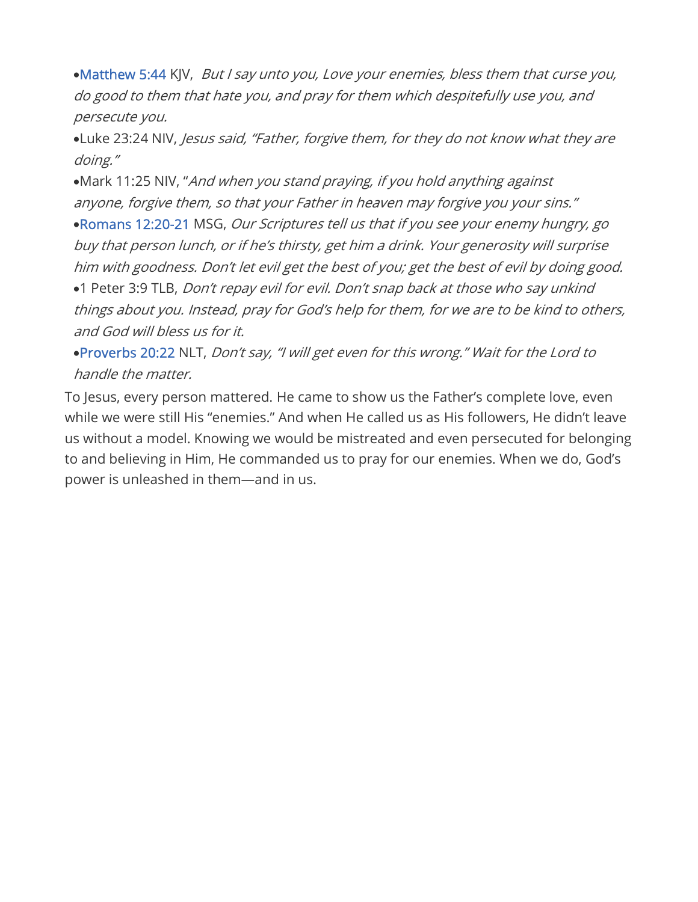- Matthew 5:44 KJV, *But I say unto you, Love your enemies, bless them that curse you, do good to them that hate you, and pray for them which despitefully use you, and persecute you.*
- Luke 23:24 NIV, *Jesus said, "Father, forgive them, for they do not know what they are doing."*
- Mark 11:25 NIV, "*And when you stand praying, if you hold anything against anyone, forgive them, so that your Father in heaven may forgive you your sins."*
- Romans 12:20-21 MSG, *Our Scriptures tell us that if you see your enemy hungry, go buy that person lunch, or if he's thirsty, get him a drink. Your generosity will surprise him with goodness. Don't let evil get the best of you; get the best of evil by doing good.*
- 1 Peter 3:9 TLB, *Don't repay evil for evil. Don't snap back at those who say unkind things about you. Instead, pray for God's help for them, for we are to be kind to others, and God will bless us for it.*
- Proverbs 20:22 NLT, *Don't say, "I will get even for this wrong." Wait for the Lord to handle the matter.*

To Jesus, every person mattered. He came to show us the Father's complete love, even while we were still His "enemies." And when He called us as His followers, He didn't leave us without a model. Knowing we would be mistreated and even persecuted for belonging to and believing in Him, He commanded us to pray for our enemies. When we do, God's power is unleashed in them—and in us.